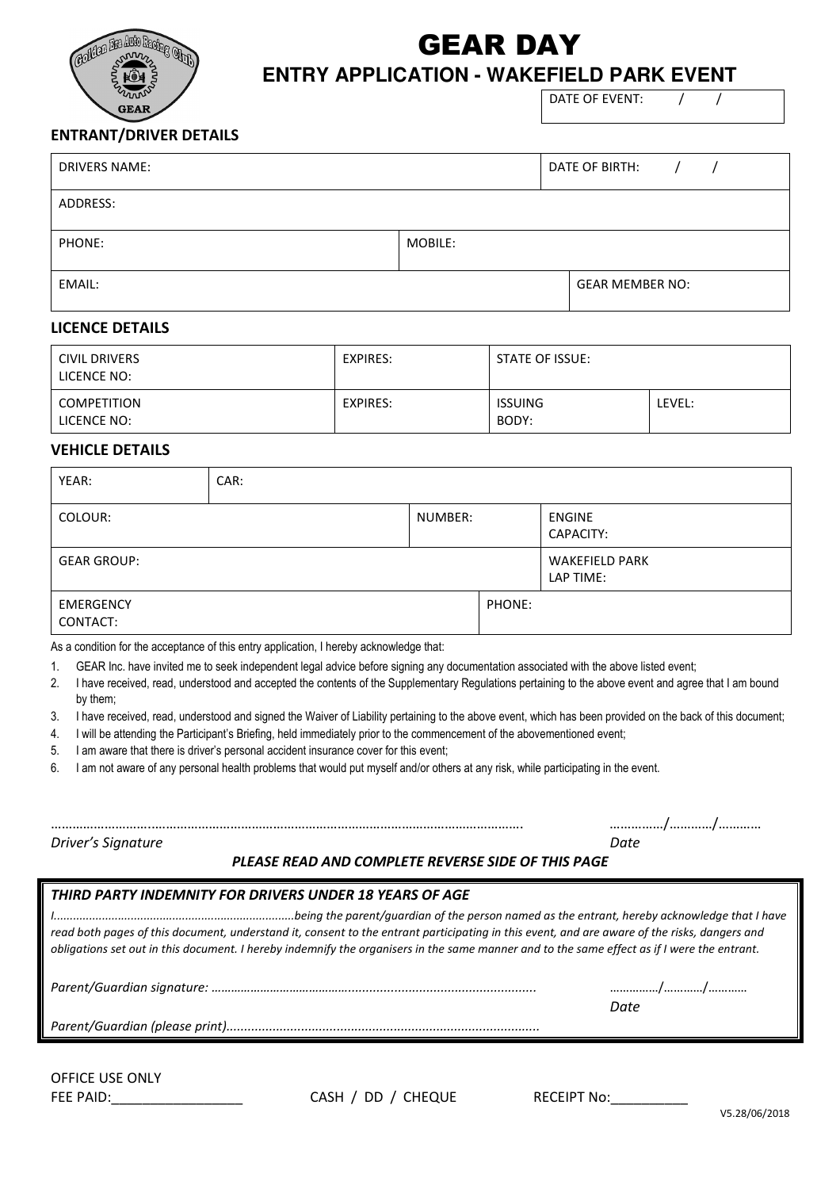# GEAR DAY

## ENTRY APPLICATION - WAKEFIELD PARK EVENT

DATE OF EVENT: / /

### ENTRANT/DRIVER DETAILS

| DRIVERS NAME: | | | DATE OF BIRTH: / / |
|---|---|---|---|
| ADDRESS: | | | |
| PHONE: | MOBILE: | | |
| EMAIL: | | GEAR MEMBER NO: | |

### LICENCE DETAILS

| CIVIL DRIVERS LICENCE NO: | EXPIRES: | STATE OF ISSUE: | |
|---|---|---|---|
| COMPETITION LICENCE NO: | EXPIRES: | ISSUING BODY: | LEVEL: |

### VEHICLE DETAILS

| YEAR: | CAR: | | | |
|---|---|---|---|---|
| COLOUR: | | NUMBER: | | ENGINE CAPACITY: |
| GEAR GROUP: | | | | WAKEFIELD PARK LAP TIME: |
| EMERGENCY CONTACT: | | | PHONE: | |

As a condition for the acceptance of this entry application, I hereby acknowledge that:

1. GEAR Inc. have invited me to seek independent legal advice before signing any documentation associated with the above listed event;
2. I have received, read, understood and accepted the contents of the Supplementary Regulations pertaining to the above event and agree that I am bound by them;
3. I have received, read, understood and signed the Waiver of Liability pertaining to the above event, which has been provided on the back of this document;
4. I will be attending the Participant's Briefing, held immediately prior to the commencement of the abovementioned event;
5. I am aware that there is driver's personal accident insurance cover for this event;
6. I am not aware of any personal health problems that would put myself and/or others at any risk, while participating in the event.

………………………………………………………………………………………………………… ……………/…………/…………

*Driver's Signature* *Date*

***PLEASE READ AND COMPLETE REVERSE SIDE OF THIS PAGE***

***THIRD PARTY INDEMNITY FOR DRIVERS UNDER 18 YEARS OF AGE***

*I………………………………………………………………being the parent/guardian of the person named as the entrant, hereby acknowledge that I have read both pages of this document, understand it, consent to the entrant participating in this event, and are aware of the risks, dangers and obligations set out in this document. I hereby indemnify the organisers in the same manner and to the same effect as if I were the entrant.*

*Parent/Guardian signature: ……………………………………………………………………………………* ……………/…………/…………

*Date*

*Parent/Guardian (please print)……………………………………………………………………………………*

OFFICE USE ONLY

FEE PAID:_________________ CASH / DD / CHEQUE RECEIPT No:__________

V5.28/06/2018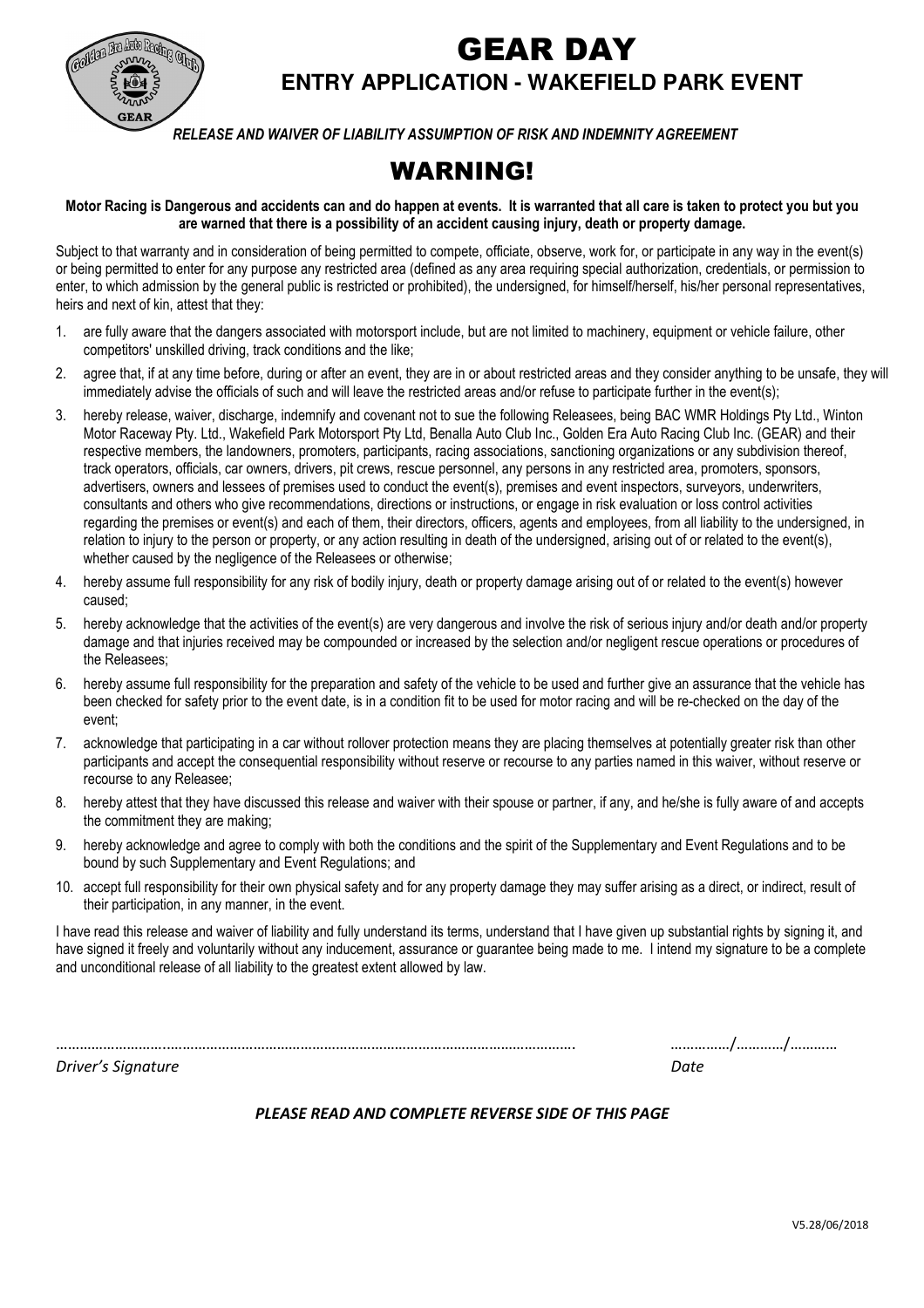# GEAR DAY

## ENTRY APPLICATION - WAKEFIELD PARK EVENT

***RELEASE AND WAIVER OF LIABILITY ASSUMPTION OF RISK AND INDEMNITY AGREEMENT***

# WARNING!

**Motor Racing is Dangerous and accidents can and do happen at events. It is warranted that all care is taken to protect you but you are warned that there is a possibility of an accident causing injury, death or property damage.**

Subject to that warranty and in consideration of being permitted to compete, officiate, observe, work for, or participate in any way in the event(s) or being permitted to enter for any purpose any restricted area (defined as any area requiring special authorization, credentials, or permission to enter, to which admission by the general public is restricted or prohibited), the undersigned, for himself/herself, his/her personal representatives, heirs and next of kin, attest that they:

1. are fully aware that the dangers associated with motorsport include, but are not limited to machinery, equipment or vehicle failure, other competitors' unskilled driving, track conditions and the like;
2. agree that, if at any time before, during or after an event, they are in or about restricted areas and they consider anything to be unsafe, they will immediately advise the officials of such and will leave the restricted areas and/or refuse to participate further in the event(s);
3. hereby release, waiver, discharge, indemnify and covenant not to sue the following Releasees, being BAC WMR Holdings Pty Ltd., Winton Motor Raceway Pty. Ltd., Wakefield Park Motorsport Pty Ltd, Benalla Auto Club Inc., Golden Era Auto Racing Club Inc. (GEAR) and their respective members, the landowners, promoters, participants, racing associations, sanctioning organizations or any subdivision thereof, track operators, officials, car owners, drivers, pit crews, rescue personnel, any persons in any restricted area, promoters, sponsors, advertisers, owners and lessees of premises used to conduct the event(s), premises and event inspectors, surveyors, underwriters, consultants and others who give recommendations, directions or instructions, or engage in risk evaluation or loss control activities regarding the premises or event(s) and each of them, their directors, officers, agents and employees, from all liability to the undersigned, in relation to injury to the person or property, or any action resulting in death of the undersigned, arising out of or related to the event(s), whether caused by the negligence of the Releasees or otherwise;
4. hereby assume full responsibility for any risk of bodily injury, death or property damage arising out of or related to the event(s) however caused;
5. hereby acknowledge that the activities of the event(s) are very dangerous and involve the risk of serious injury and/or death and/or property damage and that injuries received may be compounded or increased by the selection and/or negligent rescue operations or procedures of the Releasees;
6. hereby assume full responsibility for the preparation and safety of the vehicle to be used and further give an assurance that the vehicle has been checked for safety prior to the event date, is in a condition fit to be used for motor racing and will be re-checked on the day of the event;
7. acknowledge that participating in a car without rollover protection means they are placing themselves at potentially greater risk than other participants and accept the consequential responsibility without reserve or recourse to any parties named in this waiver, without reserve or recourse to any Releasee;
8. hereby attest that they have discussed this release and waiver with their spouse or partner, if any, and he/she is fully aware of and accepts the commitment they are making;
9. hereby acknowledge and agree to comply with both the conditions and the spirit of the Supplementary and Event Regulations and to be bound by such Supplementary and Event Regulations; and
10. accept full responsibility for their own physical safety and for any property damage they may suffer arising as a direct, or indirect, result of their participation, in any manner, in the event.

I have read this release and waiver of liability and fully understand its terms, understand that I have given up substantial rights by signing it, and have signed it freely and voluntarily without any inducement, assurance or guarantee being made to me. I intend my signature to be a complete and unconditional release of all liability to the greatest extent allowed by law.

……………………………………………………………………………………………………………… ……………/…………/…………

*Driver's Signature* *Date*

***PLEASE READ AND COMPLETE REVERSE SIDE OF THIS PAGE***

V5.28/06/2018